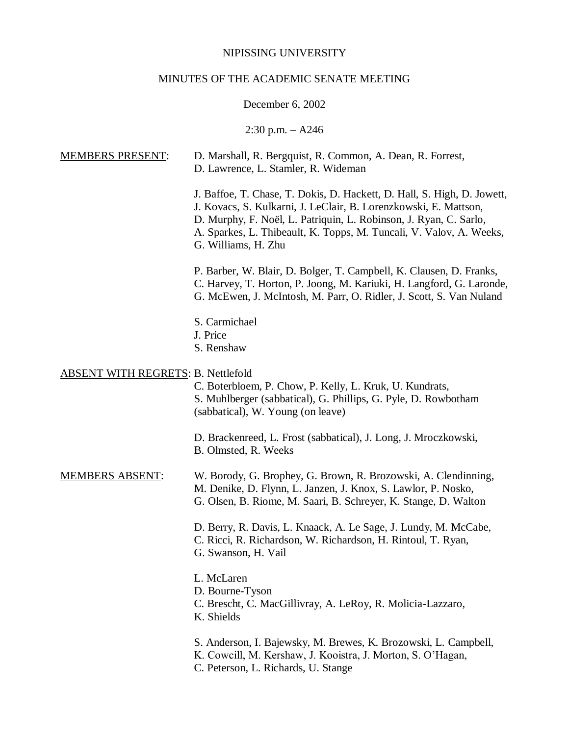NIPISSING UNIVERSITY

MINUTES OF THE ACADEMIC SENATE MEETING

December 6, 2002

2:30 p.m. – A246

MEMBERS PRESENT:

D. Marshall, R. Bergquist, R. Common, A. Dean, R. Forrest, D. Lawrence, L. Stamler, R. Wideman

J. Baffoe, T. Chase, T. Dokis, D. Hackett, D. Hall, S. High, D. Jowett, J. Kovacs, S. Kulkarni, J. LeClair, B. Lorenzkowski, E. Mattson, D. Murphy, F. Noël, L. Patriquin, L. Robinson, J. Ryan, C. Sarlo, A. Sparkes, L. Thibeault, K. Topps, M. Tuncali, V. Valov, A. Weeks, G. Williams, H. Zhu

P. Barber, W. Blair, D. Bolger, T. Campbell, K. Clausen, D. Franks, C. Harvey, T. Horton, P. Joong, M. Kariuki, H. Langford, G. Laronde, G. McEwen, J. McIntosh, M. Parr, O. Ridler, J. Scott, S. Van Nuland

S. Carmichael
J. Price
S. Renshaw

ABSENT WITH REGRETS:

B. Nettlefold
C. Boterbloem, P. Chow, P. Kelly, L. Kruk, U. Kundrats, S. Muhlberger (sabbatical), G. Phillips, G. Pyle, D. Rowbotham (sabbatical), W. Young (on leave)

D. Brackenreed, L. Frost (sabbatical), J. Long, J. Mroczkowski, B. Olmsted, R. Weeks

MEMBERS ABSENT:

W. Borody, G. Brophey, G. Brown, R. Brozowski, A. Clendinning, M. Denike, D. Flynn, L. Janzen, J. Knox, S. Lawlor, P. Nosko, G. Olsen, B. Riome, M. Saari, B. Schreyer, K. Stange, D. Walton

D. Berry, R. Davis, L. Knaack, A. Le Sage, J. Lundy, M. McCabe, C. Ricci, R. Richardson, W. Richardson, H. Rintoul, T. Ryan, G. Swanson, H. Vail

L. McLaren
D. Bourne-Tyson
C. Brescht, C. MacGillivray, A. LeRoy, R. Molicia-Lazzaro, K. Shields

S. Anderson, I. Bajewsky, M. Brewes, K. Brozowski, L. Campbell, K. Cowcill, M. Kershaw, J. Kooistra, J. Morton, S. O'Hagan, C. Peterson, L. Richards, U. Stange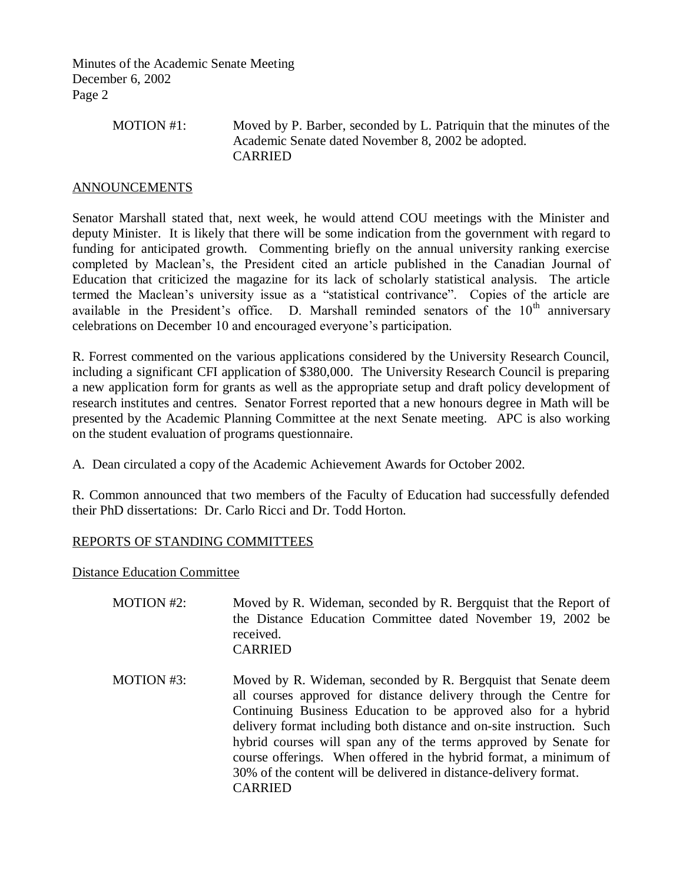MOTION #1: Moved by P. Barber, seconded by L. Patriquin that the minutes of the Academic Senate dated November 8, 2002 be adopted.
CARRIED

## ANNOUNCEMENTS

Senator Marshall stated that, next week, he would attend COU meetings with the Minister and deputy Minister. It is likely that there will be some indication from the government with regard to funding for anticipated growth. Commenting briefly on the annual university ranking exercise completed by Maclean's, the President cited an article published in the Canadian Journal of Education that criticized the magazine for its lack of scholarly statistical analysis. The article termed the Maclean's university issue as a "statistical contrivance". Copies of the article are available in the President's office. D. Marshall reminded senators of the 10th anniversary celebrations on December 10 and encouraged everyone's participation.

R. Forrest commented on the various applications considered by the University Research Council, including a significant CFI application of $380,000. The University Research Council is preparing a new application form for grants as well as the appropriate setup and draft policy development of research institutes and centres. Senator Forrest reported that a new honours degree in Math will be presented by the Academic Planning Committee at the next Senate meeting. APC is also working on the student evaluation of programs questionnaire.

A. Dean circulated a copy of the Academic Achievement Awards for October 2002.

R. Common announced that two members of the Faculty of Education had successfully defended their PhD dissertations: Dr. Carlo Ricci and Dr. Todd Horton.

## REPORTS OF STANDING COMMITTEES

### Distance Education Committee

MOTION #2: Moved by R. Wideman, seconded by R. Bergquist that the Report of the Distance Education Committee dated November 19, 2002 be received.
CARRIED

MOTION #3: Moved by R. Wideman, seconded by R. Bergquist that Senate deem all courses approved for distance delivery through the Centre for Continuing Business Education to be approved also for a hybrid delivery format including both distance and on-site instruction. Such hybrid courses will span any of the terms approved by Senate for course offerings. When offered in the hybrid format, a minimum of 30% of the content will be delivered in distance-delivery format.
CARRIED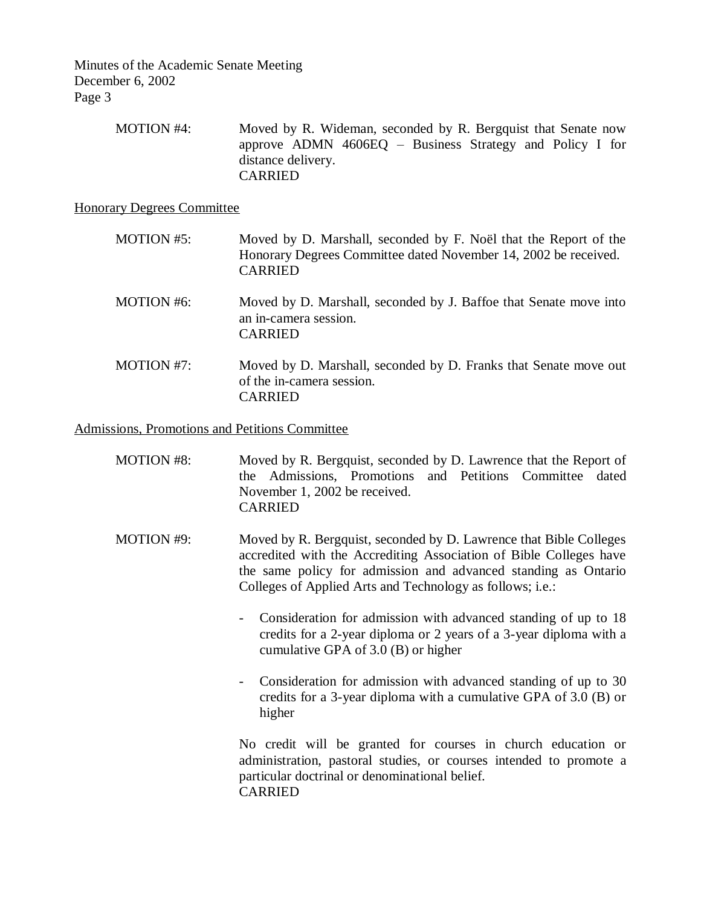MOTION #4: Moved by R. Wideman, seconded by R. Bergquist that Senate now approve ADMN 4606EQ – Business Strategy and Policy I for distance delivery.
CARRIED

Honorary Degrees Committee

MOTION #5: Moved by D. Marshall, seconded by F. Noël that the Report of the Honorary Degrees Committee dated November 14, 2002 be received.
CARRIED

MOTION #6: Moved by D. Marshall, seconded by J. Baffoe that Senate move into an in-camera session.
CARRIED

MOTION #7: Moved by D. Marshall, seconded by D. Franks that Senate move out of the in-camera session.
CARRIED

Admissions, Promotions and Petitions Committee

MOTION #8: Moved by R. Bergquist, seconded by D. Lawrence that the Report of the Admissions, Promotions and Petitions Committee dated November 1, 2002 be received.
CARRIED

MOTION #9: Moved by R. Bergquist, seconded by D. Lawrence that Bible Colleges accredited with the Accrediting Association of Bible Colleges have the same policy for admission and advanced standing as Ontario Colleges of Applied Arts and Technology as follows; i.e.:

- Consideration for admission with advanced standing of up to 18 credits for a 2-year diploma or 2 years of a 3-year diploma with a cumulative GPA of 3.0 (B) or higher
- Consideration for admission with advanced standing of up to 30 credits for a 3-year diploma with a cumulative GPA of 3.0 (B) or higher

No credit will be granted for courses in church education or administration, pastoral studies, or courses intended to promote a particular doctrinal or denominational belief.
CARRIED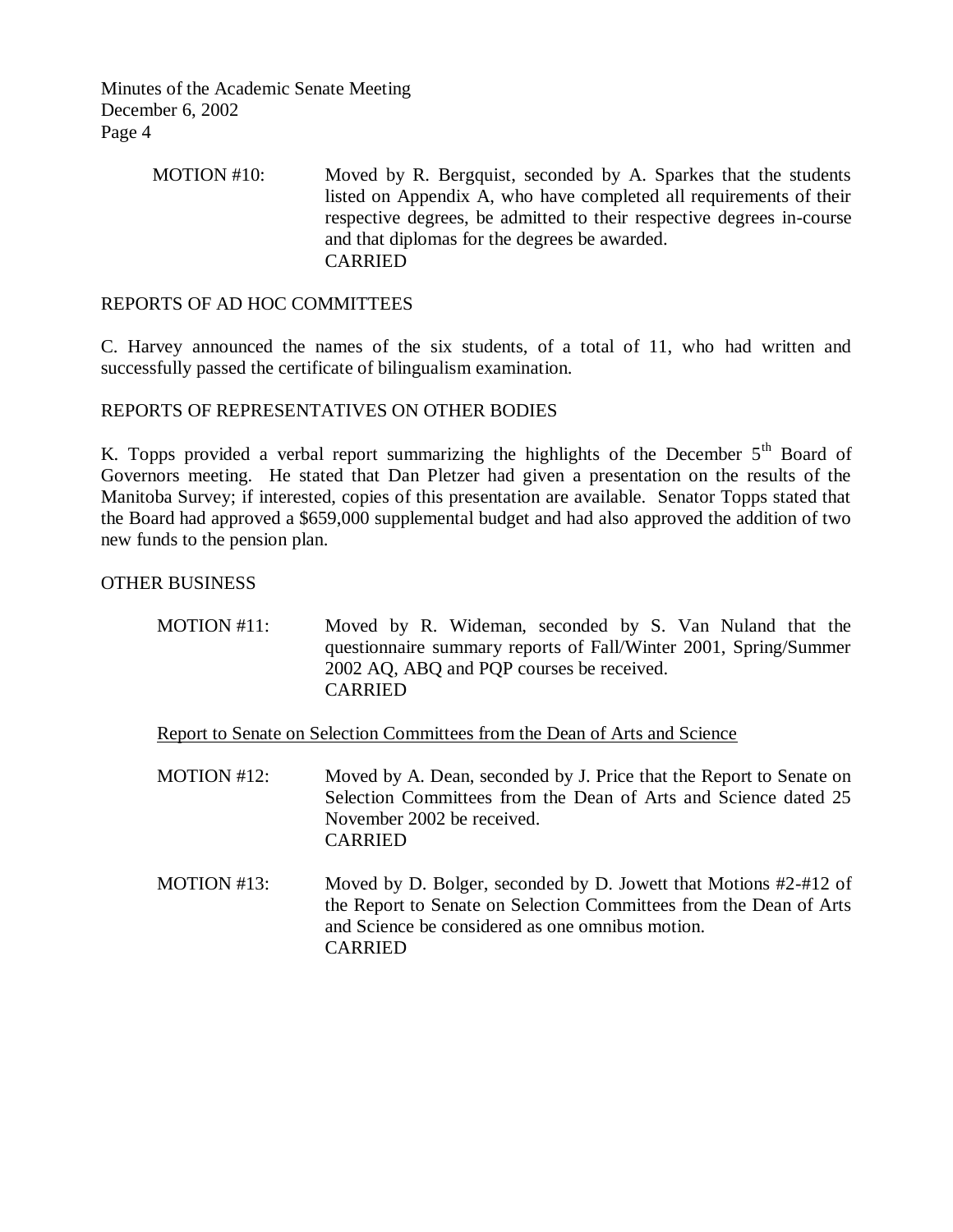MOTION #10: Moved by R. Bergquist, seconded by A. Sparkes that the students listed on Appendix A, who have completed all requirements of their respective degrees, be admitted to their respective degrees in-course and that diplomas for the degrees be awarded.
CARRIED

## REPORTS OF AD HOC COMMITTEES

C. Harvey announced the names of the six students, of a total of 11, who had written and successfully passed the certificate of bilingualism examination.

## REPORTS OF REPRESENTATIVES ON OTHER BODIES

K. Topps provided a verbal report summarizing the highlights of the December 5th Board of Governors meeting. He stated that Dan Pletzer had given a presentation on the results of the Manitoba Survey; if interested, copies of this presentation are available. Senator Topps stated that the Board had approved a $659,000 supplemental budget and had also approved the addition of two new funds to the pension plan.

## OTHER BUSINESS

MOTION #11: Moved by R. Wideman, seconded by S. Van Nuland that the questionnaire summary reports of Fall/Winter 2001, Spring/Summer 2002 AQ, ABQ and PQP courses be received.
CARRIED

Report to Senate on Selection Committees from the Dean of Arts and Science

MOTION #12: Moved by A. Dean, seconded by J. Price that the Report to Senate on Selection Committees from the Dean of Arts and Science dated 25 November 2002 be received.
CARRIED

MOTION #13: Moved by D. Bolger, seconded by D. Jowett that Motions #2-#12 of the Report to Senate on Selection Committees from the Dean of Arts and Science be considered as one omnibus motion.
CARRIED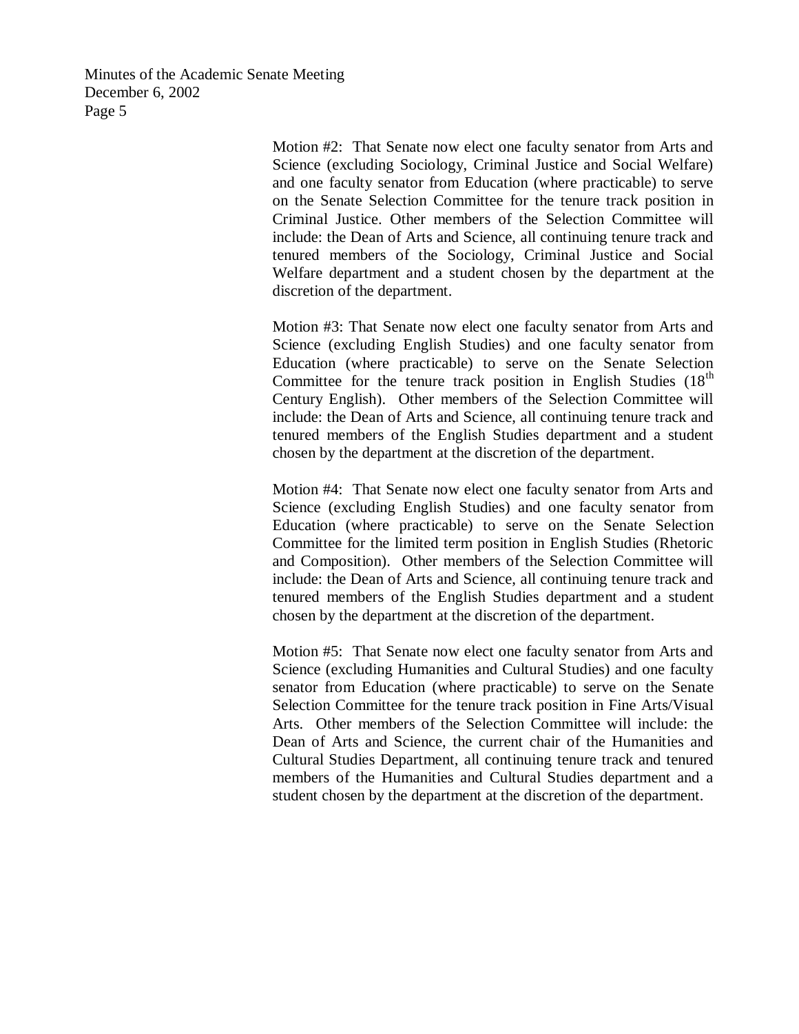Motion #2: That Senate now elect one faculty senator from Arts and Science (excluding Sociology, Criminal Justice and Social Welfare) and one faculty senator from Education (where practicable) to serve on the Senate Selection Committee for the tenure track position in Criminal Justice. Other members of the Selection Committee will include: the Dean of Arts and Science, all continuing tenure track and tenured members of the Sociology, Criminal Justice and Social Welfare department and a student chosen by the department at the discretion of the department.

Motion #3: That Senate now elect one faculty senator from Arts and Science (excluding English Studies) and one faculty senator from Education (where practicable) to serve on the Senate Selection Committee for the tenure track position in English Studies (18th Century English). Other members of the Selection Committee will include: the Dean of Arts and Science, all continuing tenure track and tenured members of the English Studies department and a student chosen by the department at the discretion of the department.

Motion #4: That Senate now elect one faculty senator from Arts and Science (excluding English Studies) and one faculty senator from Education (where practicable) to serve on the Senate Selection Committee for the limited term position in English Studies (Rhetoric and Composition). Other members of the Selection Committee will include: the Dean of Arts and Science, all continuing tenure track and tenured members of the English Studies department and a student chosen by the department at the discretion of the department.

Motion #5: That Senate now elect one faculty senator from Arts and Science (excluding Humanities and Cultural Studies) and one faculty senator from Education (where practicable) to serve on the Senate Selection Committee for the tenure track position in Fine Arts/Visual Arts. Other members of the Selection Committee will include: the Dean of Arts and Science, the current chair of the Humanities and Cultural Studies Department, all continuing tenure track and tenured members of the Humanities and Cultural Studies department and a student chosen by the department at the discretion of the department.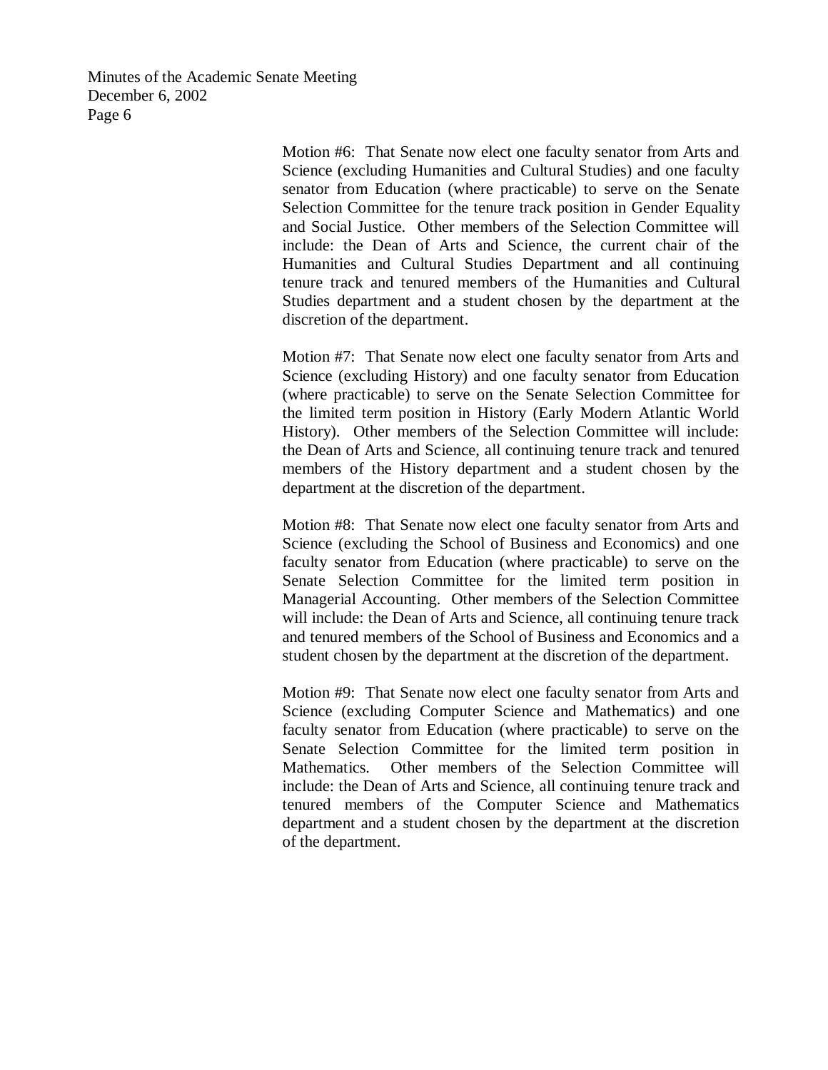Motion #6: That Senate now elect one faculty senator from Arts and Science (excluding Humanities and Cultural Studies) and one faculty senator from Education (where practicable) to serve on the Senate Selection Committee for the tenure track position in Gender Equality and Social Justice. Other members of the Selection Committee will include: the Dean of Arts and Science, the current chair of the Humanities and Cultural Studies Department and all continuing tenure track and tenured members of the Humanities and Cultural Studies department and a student chosen by the department at the discretion of the department.

Motion #7: That Senate now elect one faculty senator from Arts and Science (excluding History) and one faculty senator from Education (where practicable) to serve on the Senate Selection Committee for the limited term position in History (Early Modern Atlantic World History). Other members of the Selection Committee will include: the Dean of Arts and Science, all continuing tenure track and tenured members of the History department and a student chosen by the department at the discretion of the department.

Motion #8: That Senate now elect one faculty senator from Arts and Science (excluding the School of Business and Economics) and one faculty senator from Education (where practicable) to serve on the Senate Selection Committee for the limited term position in Managerial Accounting. Other members of the Selection Committee will include: the Dean of Arts and Science, all continuing tenure track and tenured members of the School of Business and Economics and a student chosen by the department at the discretion of the department.

Motion #9: That Senate now elect one faculty senator from Arts and Science (excluding Computer Science and Mathematics) and one faculty senator from Education (where practicable) to serve on the Senate Selection Committee for the limited term position in Mathematics. Other members of the Selection Committee will include: the Dean of Arts and Science, all continuing tenure track and tenured members of the Computer Science and Mathematics department and a student chosen by the department at the discretion of the department.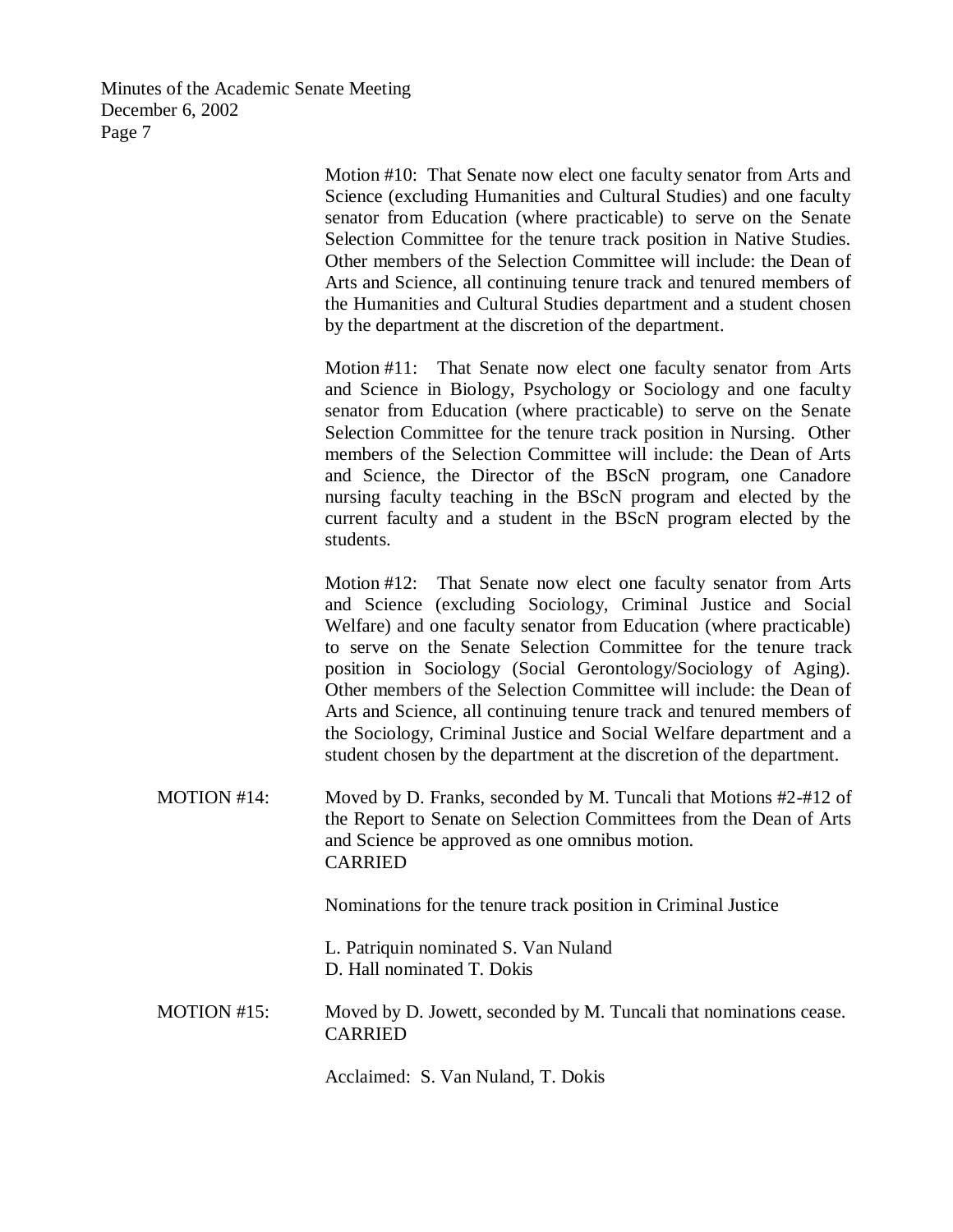Motion #10: That Senate now elect one faculty senator from Arts and Science (excluding Humanities and Cultural Studies) and one faculty senator from Education (where practicable) to serve on the Senate Selection Committee for the tenure track position in Native Studies. Other members of the Selection Committee will include: the Dean of Arts and Science, all continuing tenure track and tenured members of the Humanities and Cultural Studies department and a student chosen by the department at the discretion of the department.

Motion #11: That Senate now elect one faculty senator from Arts and Science in Biology, Psychology or Sociology and one faculty senator from Education (where practicable) to serve on the Senate Selection Committee for the tenure track position in Nursing. Other members of the Selection Committee will include: the Dean of Arts and Science, the Director of the BScN program, one Canadore nursing faculty teaching in the BScN program and elected by the current faculty and a student in the BScN program elected by the students.

Motion #12: That Senate now elect one faculty senator from Arts and Science (excluding Sociology, Criminal Justice and Social Welfare) and one faculty senator from Education (where practicable) to serve on the Senate Selection Committee for the tenure track position in Sociology (Social Gerontology/Sociology of Aging). Other members of the Selection Committee will include: the Dean of Arts and Science, all continuing tenure track and tenured members of the Sociology, Criminal Justice and Social Welfare department and a student chosen by the department at the discretion of the department.

MOTION #14: Moved by D. Franks, seconded by M. Tuncali that Motions #2-#12 of the Report to Senate on Selection Committees from the Dean of Arts and Science be approved as one omnibus motion.
CARRIED

Nominations for the tenure track position in Criminal Justice

L. Patriquin nominated S. Van Nuland
D. Hall nominated T. Dokis

MOTION #15: Moved by D. Jowett, seconded by M. Tuncali that nominations cease.
CARRIED

Acclaimed: S. Van Nuland, T. Dokis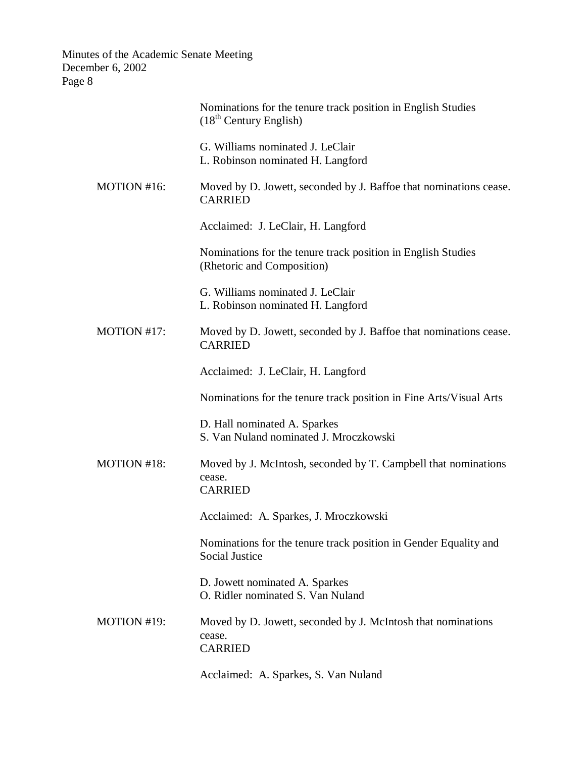Nominations for the tenure track position in English Studies (18th Century English)

G. Williams nominated J. LeClair
L. Robinson nominated H. Langford

MOTION #16: Moved by D. Jowett, seconded by J. Baffoe that nominations cease.
CARRIED

Acclaimed: J. LeClair, H. Langford

Nominations for the tenure track position in English Studies (Rhetoric and Composition)

G. Williams nominated J. LeClair
L. Robinson nominated H. Langford

MOTION #17: Moved by D. Jowett, seconded by J. Baffoe that nominations cease.
CARRIED

Acclaimed: J. LeClair, H. Langford

Nominations for the tenure track position in Fine Arts/Visual Arts

D. Hall nominated A. Sparkes
S. Van Nuland nominated J. Mroczkowski

MOTION #18: Moved by J. McIntosh, seconded by T. Campbell that nominations cease.
CARRIED

Acclaimed: A. Sparkes, J. Mroczkowski

Nominations for the tenure track position in Gender Equality and Social Justice

D. Jowett nominated A. Sparkes
O. Ridler nominated S. Van Nuland

MOTION #19: Moved by D. Jowett, seconded by J. McIntosh that nominations cease.
CARRIED

Acclaimed: A. Sparkes, S. Van Nuland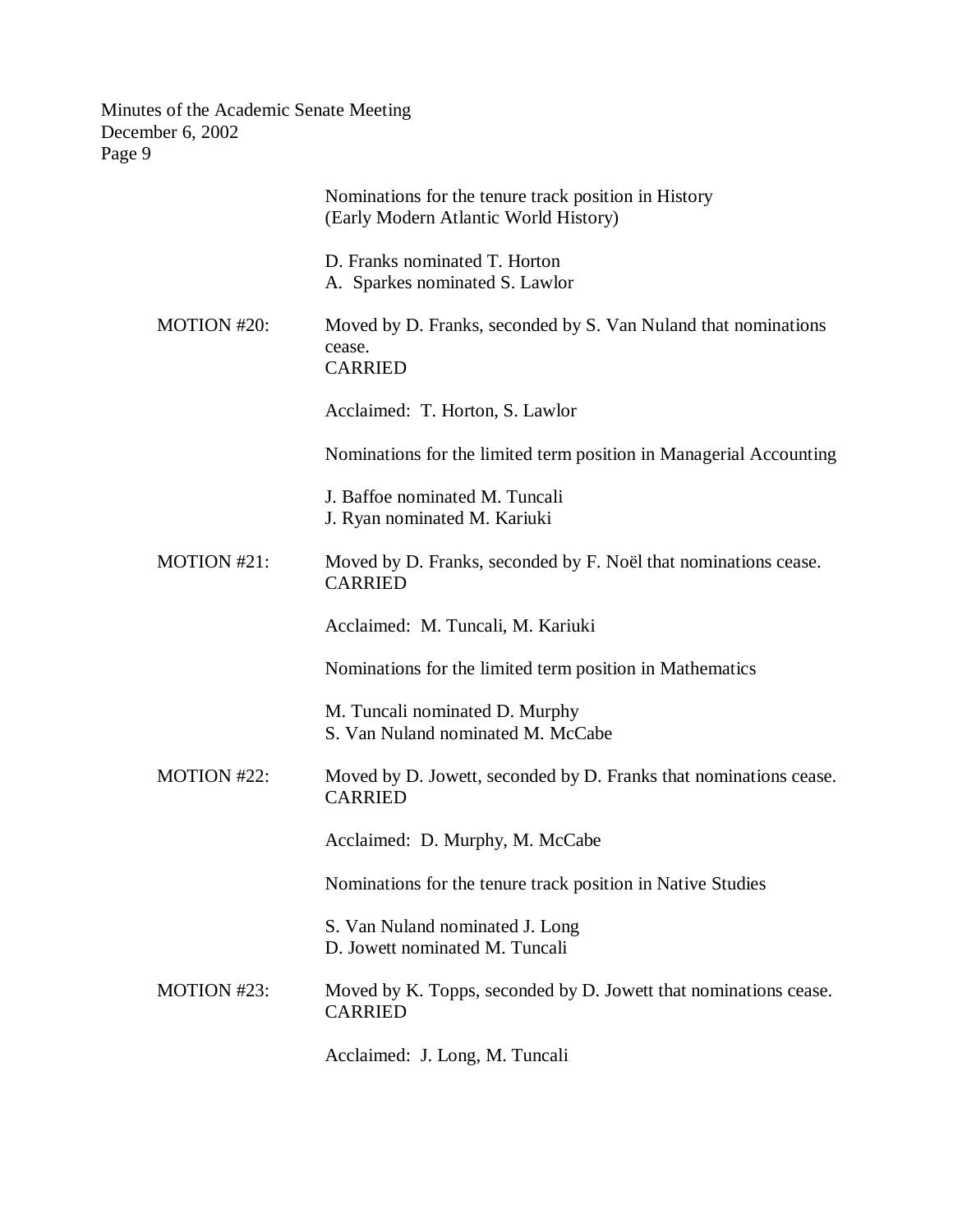Nominations for the tenure track position in History
(Early Modern Atlantic World History)

D. Franks nominated T. Horton
A. Sparkes nominated S. Lawlor

MOTION #20: Moved by D. Franks, seconded by S. Van Nuland that nominations cease.
CARRIED

Acclaimed: T. Horton, S. Lawlor

Nominations for the limited term position in Managerial Accounting

J. Baffoe nominated M. Tuncali
J. Ryan nominated M. Kariuki

MOTION #21: Moved by D. Franks, seconded by F. Noël that nominations cease.
CARRIED

Acclaimed: M. Tuncali, M. Kariuki

Nominations for the limited term position in Mathematics

M. Tuncali nominated D. Murphy
S. Van Nuland nominated M. McCabe

MOTION #22: Moved by D. Jowett, seconded by D. Franks that nominations cease.
CARRIED

Acclaimed: D. Murphy, M. McCabe

Nominations for the tenure track position in Native Studies

S. Van Nuland nominated J. Long
D. Jowett nominated M. Tuncali

MOTION #23: Moved by K. Topps, seconded by D. Jowett that nominations cease.
CARRIED

Acclaimed: J. Long, M. Tuncali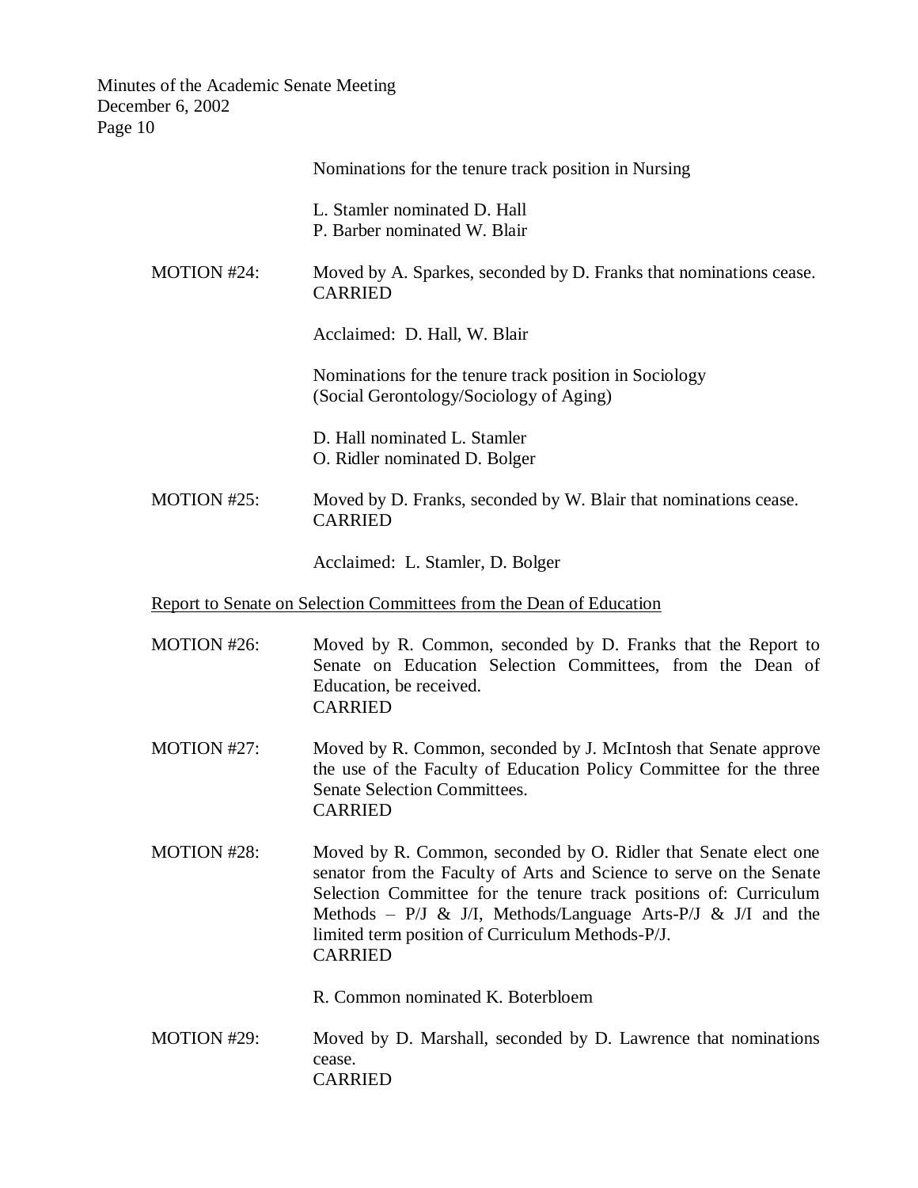Nominations for the tenure track position in Nursing

L. Stamler nominated D. Hall
P. Barber nominated W. Blair

MOTION #24: Moved by A. Sparkes, seconded by D. Franks that nominations cease.
CARRIED

Acclaimed: D. Hall, W. Blair

Nominations for the tenure track position in Sociology (Social Gerontology/Sociology of Aging)

D. Hall nominated L. Stamler
O. Ridler nominated D. Bolger

MOTION #25: Moved by D. Franks, seconded by W. Blair that nominations cease.
CARRIED

Acclaimed: L. Stamler, D. Bolger

Report to Senate on Selection Committees from the Dean of Education

MOTION #26: Moved by R. Common, seconded by D. Franks that the Report to Senate on Education Selection Committees, from the Dean of Education, be received.
CARRIED

MOTION #27: Moved by R. Common, seconded by J. McIntosh that Senate approve the use of the Faculty of Education Policy Committee for the three Senate Selection Committees.
CARRIED

MOTION #28: Moved by R. Common, seconded by O. Ridler that Senate elect one senator from the Faculty of Arts and Science to serve on the Senate Selection Committee for the tenure track positions of: Curriculum Methods – P/J & J/I, Methods/Language Arts-P/J & J/I and the limited term position of Curriculum Methods-P/J.
CARRIED

R. Common nominated K. Boterbloem

MOTION #29: Moved by D. Marshall, seconded by D. Lawrence that nominations cease.
CARRIED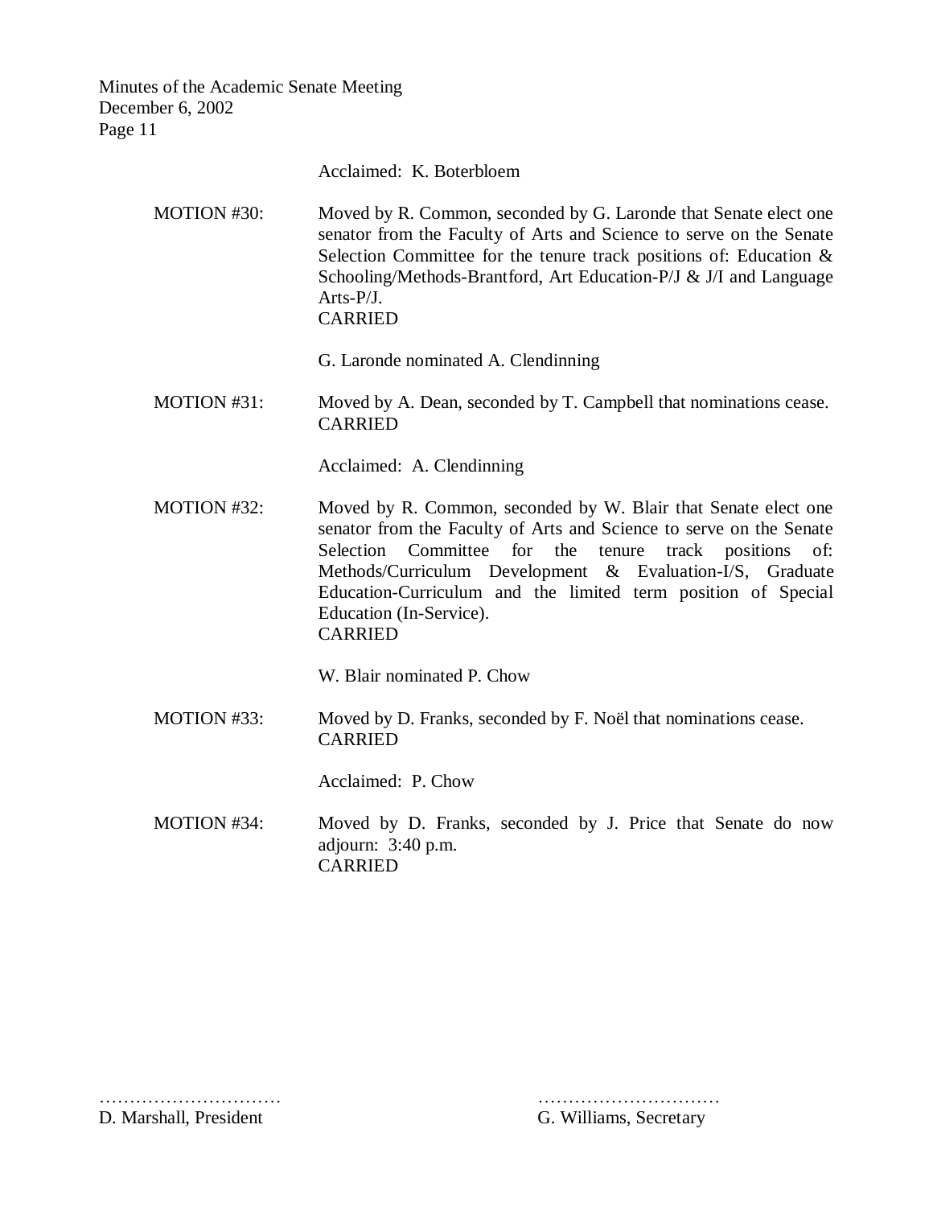Acclaimed: K. Boterbloem

MOTION #30: Moved by R. Common, seconded by G. Laronde that Senate elect one senator from the Faculty of Arts and Science to serve on the Senate Selection Committee for the tenure track positions of: Education & Schooling/Methods-Brantford, Art Education-P/J & J/I and Language Arts-P/J.
CARRIED

G. Laronde nominated A. Clendinning

MOTION #31: Moved by A. Dean, seconded by T. Campbell that nominations cease.
CARRIED

Acclaimed: A. Clendinning

MOTION #32: Moved by R. Common, seconded by W. Blair that Senate elect one senator from the Faculty of Arts and Science to serve on the Senate Selection Committee for the tenure track positions of: Methods/Curriculum Development & Evaluation-I/S, Graduate Education-Curriculum and the limited term position of Special Education (In-Service).
CARRIED

W. Blair nominated P. Chow

MOTION #33: Moved by D. Franks, seconded by F. Noël that nominations cease.
CARRIED

Acclaimed: P. Chow

MOTION #34: Moved by D. Franks, seconded by J. Price that Senate do now adjourn: 3:40 p.m.
CARRIED

…………………………
D. Marshall, President

…………………………
G. Williams, Secretary